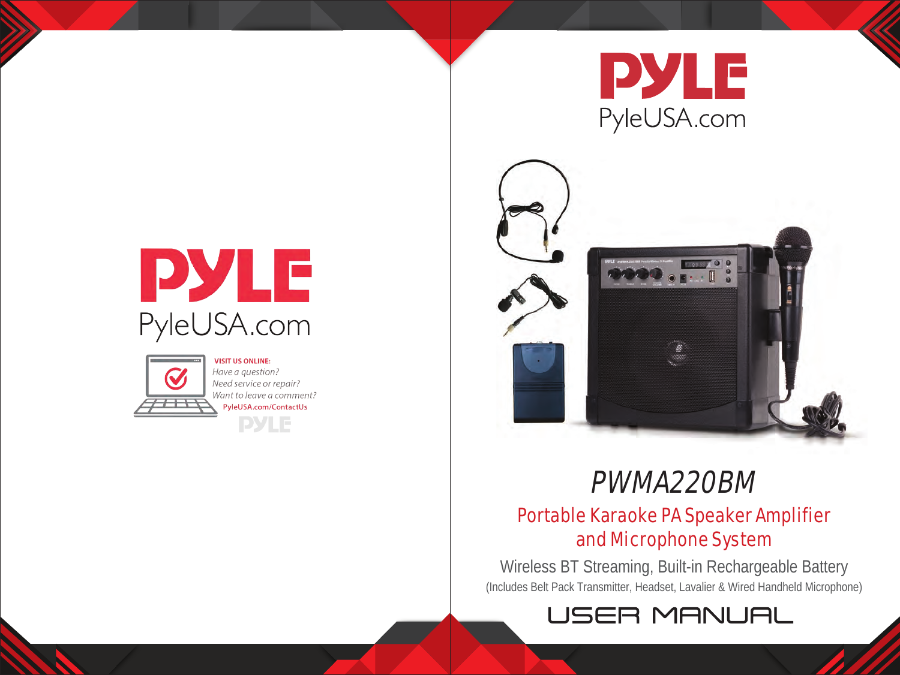PYLE

PyleUSA.com

VISIT US ONLINE:

*Have a question?*

*Need service or repair?*

*Want to leave a comment?*

PyleUSA.com/ContactUs

PYLE

PYLE

PyleUSA.com

# PWMA220BM

## Portable Karaoke PA Speaker Amplifier and Microphone System

Wireless BT Streaming, Built-in Rechargeable Battery

(Includes Belt Pack Transmitter, Headset, Lavalier & Wired Handheld Microphone)

# USER MANUAL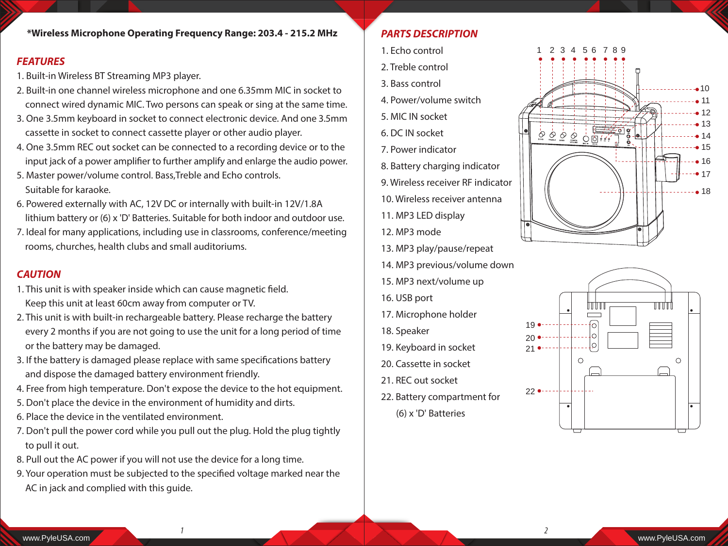**\*Wireless Microphone Operating Frequency Range: 203.4 - 215.2 MHz**

## FEATURES

1. Built-in Wireless BT Streaming MP3 player.
2. Built-in one channel wireless microphone and one 6.35mm MIC in socket to connect wired dynamic MIC. Two persons can speak or sing at the same time.
3. One 3.5mm keyboard in socket to connect electronic device. And one 3.5mm cassette in socket to connect cassette player or other audio player.
4. One 3.5mm REC out socket can be connected to a recording device or to the input jack of a power amplifier to further amplify and enlarge the audio power.
5. Master power/volume control. Bass,Treble and Echo controls. Suitable for karaoke.
6. Powered externally with AC, 12V DC or internally with built-in 12V/1.8A lithium battery or (6) x 'D' Batteries. Suitable for both indoor and outdoor use.
7. Ideal for many applications, including use in classrooms, conference/meeting rooms, churches, health clubs and small auditoriums.

## CAUTION

1. This unit is with speaker inside which can cause magnetic field. Keep this unit at least 60cm away from computer or TV.
2. This unit is with built-in rechargeable battery. Please recharge the battery every 2 months if you are not going to use the unit for a long period of time or the battery may be damaged.
3. If the battery is damaged please replace with same specifications battery and dispose the damaged battery environment friendly.
4. Free from high temperature. Don't expose the device to the hot equipment.
5. Don't place the device in the environment of humidity and dirts.
6. Place the device in the ventilated environment.
7. Don't pull the power cord while you pull out the plug. Hold the plug tightly to pull it out.
8. Pull out the AC power if you will not use the device for a long time.
9. Your operation must be subjected to the specified voltage marked near the AC in jack and complied with this guide.

## PARTS DESCRIPTION

1. Echo control
2. Treble control
3. Bass control
4. Power/volume switch
5. MIC IN socket
6. DC IN socket
7. Power indicator
8. Battery charging indicator
9. Wireless receiver RF indicator
10. Wireless receiver antenna
11. MP3 LED display
12. MP3 mode
13. MP3 play/pause/repeat
14. MP3 previous/volume down
15. MP3 next/volume up
16. USB port
17. Microphone holder
18. Speaker
19. Keyboard in socket
20. Cassette in socket
21. REC out socket
22. Battery compartment for (6) x 'D' Batteries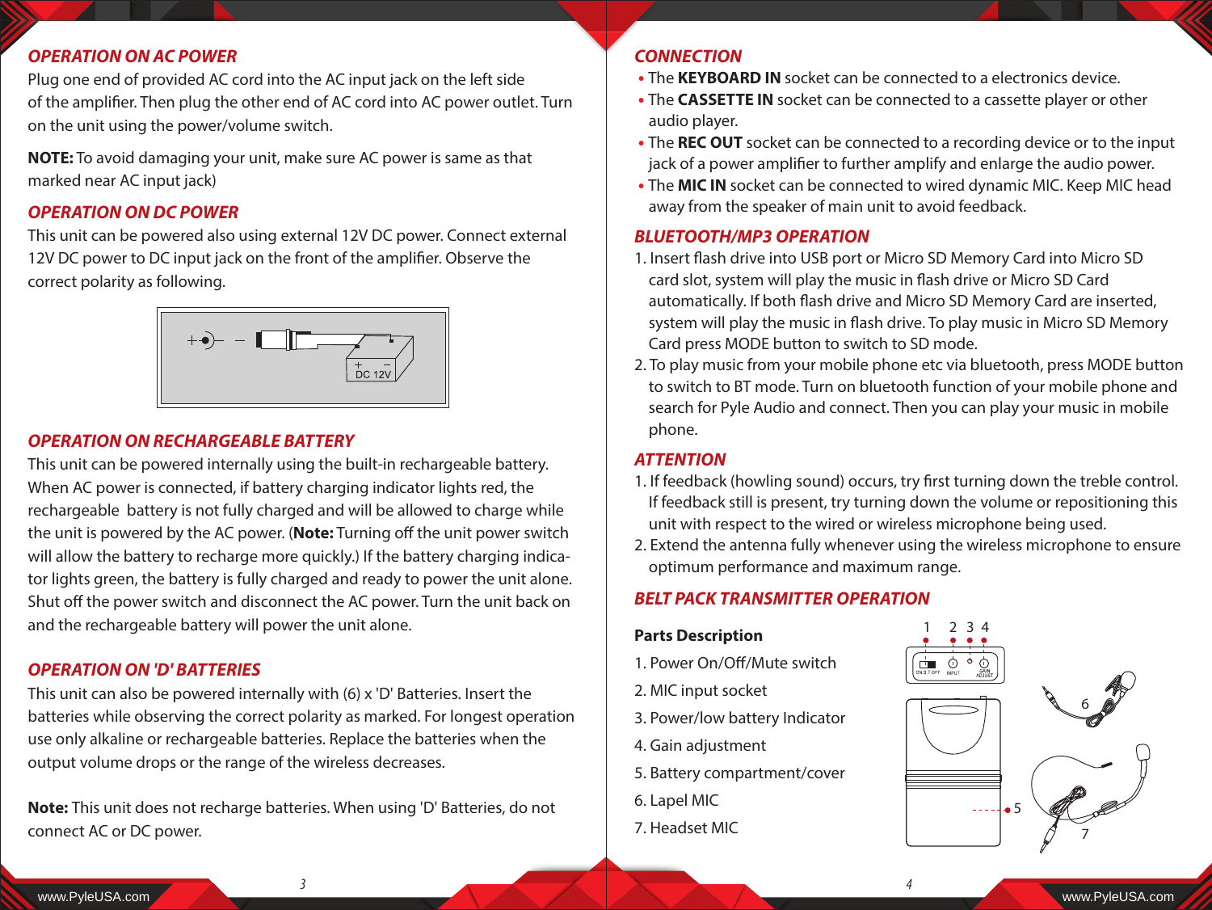## OPERATION ON AC POWER

Plug one end of provided AC cord into the AC input jack on the left side of the amplifier. Then plug the other end of AC cord into AC power outlet. Turn on the unit using the power/volume switch.

**NOTE:** To avoid damaging your unit, make sure AC power is same as that marked near AC input jack)

## OPERATION ON DC POWER

This unit can be powered also using external 12V DC power. Connect external 12V DC power to DC input jack on the front of the amplifier. Observe the correct polarity as following.

## OPERATION ON RECHARGEABLE BATTERY

This unit can be powered internally using the built-in rechargeable battery. When AC power is connected, if battery charging indicator lights red, the rechargeable battery is not fully charged and will be allowed to charge while the unit is powered by the AC power. (**Note:** Turning off the unit power switch will allow the battery to recharge more quickly.) If the battery charging indicator lights green, the battery is fully charged and ready to power the unit alone. Shut off the power switch and disconnect the AC power. Turn the unit back on and the rechargeable battery will power the unit alone.

## OPERATION ON 'D' BATTERIES

This unit can also be powered internally with (6) x 'D' Batteries. Insert the batteries while observing the correct polarity as marked. For longest operation use only alkaline or rechargeable batteries. Replace the batteries when the output volume drops or the range of the wireless decreases.

**Note:** This unit does not recharge batteries. When using 'D' Batteries, do not connect AC or DC power.

## CONNECTION

- The **KEYBOARD IN** socket can be connected to a electronics device.
- The **CASSETTE IN** socket can be connected to a cassette player or other audio player.
- The **REC OUT** socket can be connected to a recording device or to the input jack of a power amplifier to further amplify and enlarge the audio power.
- The **MIC IN** socket can be connected to wired dynamic MIC. Keep MIC head away from the speaker of main unit to avoid feedback.

## BLUETOOTH/MP3 OPERATION

1. Insert flash drive into USB port or Micro SD Memory Card into Micro SD card slot, system will play the music in flash drive or Micro SD Card automatically. If both flash drive and Micro SD Memory Card are inserted, system will play the music in flash drive. To play music in Micro SD Memory Card press MODE button to switch to SD mode.
2. To play music from your mobile phone etc via bluetooth, press MODE button to switch to BT mode. Turn on bluetooth function of your mobile phone and search for Pyle Audio and connect. Then you can play your music in mobile phone.

## ATTENTION

1. If feedback (howling sound) occurs, try first turning down the treble control. If feedback still is present, try turning down the volume or repositioning this unit with respect to the wired or wireless microphone being used.
2. Extend the antenna fully whenever using the wireless microphone to ensure optimum performance and maximum range.

## BELT PACK TRANSMITTER OPERATION

**Parts Description**

1. Power On/Off/Mute switch
2. MIC input socket
3. Power/low battery Indicator
4. Gain adjustment
5. Battery compartment/cover
6. Lapel MIC
7. Headset MIC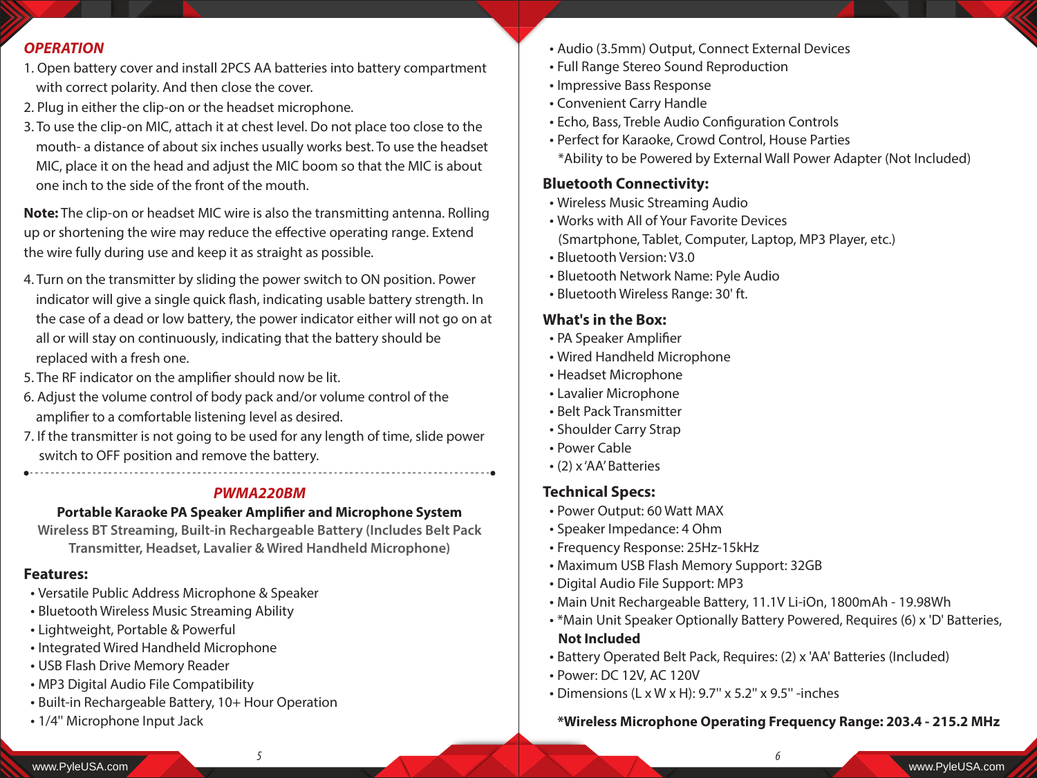## *OPERATION*

1. Open battery cover and install 2PCS AA batteries into battery compartment with correct polarity. And then close the cover.
2. Plug in either the clip-on or the headset microphone.
3. To use the clip-on MIC, attach it at chest level. Do not place too close to the mouth- a distance of about six inches usually works best. To use the headset MIC, place it on the head and adjust the MIC boom so that the MIC is about one inch to the side of the front of the mouth.

**Note:** The clip-on or headset MIC wire is also the transmitting antenna. Rolling up or shortening the wire may reduce the effective operating range. Extend the wire fully during use and keep it as straight as possible.

4. Turn on the transmitter by sliding the power switch to ON position. Power indicator will give a single quick flash, indicating usable battery strength. In the case of a dead or low battery, the power indicator either will not go on at all or will stay on continuously, indicating that the battery should be replaced with a fresh one.
5. The RF indicator on the amplifier should now be lit.
6. Adjust the volume control of body pack and/or volume control of the amplifier to a comfortable listening level as desired.
7. If the transmitter is not going to be used for any length of time, slide power switch to OFF position and remove the battery.

---

## *PWMA220BM*

**Portable Karaoke PA Speaker Amplifier and Microphone System**

**Wireless BT Streaming, Built-in Rechargeable Battery (Includes Belt Pack Transmitter, Headset, Lavalier & Wired Handheld Microphone)**

### Features:

- Versatile Public Address Microphone & Speaker
- Bluetooth Wireless Music Streaming Ability
- Lightweight, Portable & Powerful
- Integrated Wired Handheld Microphone
- USB Flash Drive Memory Reader
- MP3 Digital Audio File Compatibility
- Built-in Rechargeable Battery, 10+ Hour Operation
- 1/4'' Microphone Input Jack
- Audio (3.5mm) Output, Connect External Devices
- Full Range Stereo Sound Reproduction
- Impressive Bass Response
- Convenient Carry Handle
- Echo, Bass, Treble Audio Configuration Controls
- Perfect for Karaoke, Crowd Control, House Parties
  *Ability to be Powered by External Wall Power Adapter (Not Included)

### Bluetooth Connectivity:

- Wireless Music Streaming Audio
- Works with All of Your Favorite Devices
  (Smartphone, Tablet, Computer, Laptop, MP3 Player, etc.)
- Bluetooth Version: V3.0
- Bluetooth Network Name: Pyle Audio
- Bluetooth Wireless Range: 30' ft.

### What's in the Box:

- PA Speaker Amplifier
- Wired Handheld Microphone
- Headset Microphone
- Lavalier Microphone
- Belt Pack Transmitter
- Shoulder Carry Strap
- Power Cable
- (2) x 'AA' Batteries

### Technical Specs:

- Power Output: 60 Watt MAX
- Speaker Impedance: 4 Ohm
- Frequency Response: 25Hz-15kHz
- Maximum USB Flash Memory Support: 32GB
- Digital Audio File Support: MP3
- Main Unit Rechargeable Battery, 11.1V Li-iOn, 1800mAh - 19.98Wh
- *Main Unit Speaker Optionally Battery Powered, Requires (6) x 'D' Batteries, **Not Included**
- Battery Operated Belt Pack, Requires: (2) x 'AA' Batteries (Included)
- Power: DC 12V, AC 120V
- Dimensions (L x W x H): 9.7'' x 5.2'' x 9.5'' -inches

**\*Wireless Microphone Operating Frequency Range: 203.4 - 215.2 MHz**